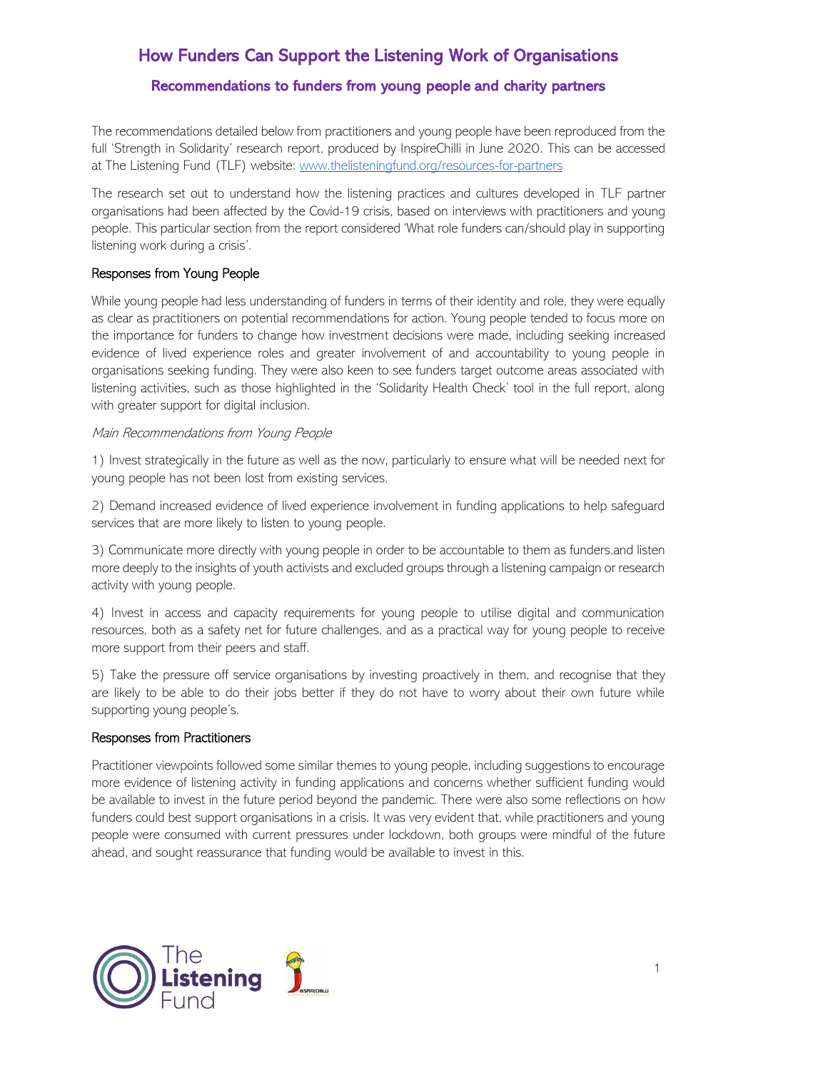# How Funders Can Support the Listening Work of Organisations

## Recommendations to funders from young people and charity partners

The recommendations detailed below from practitioners and young people have been reproduced from the full 'Strength in Solidarity' research report, produced by InspireChilli in June 2020. This can be accessed at The Listening Fund (TLF) website: [www.thelisteningfund.org/resources-for-partners](www.thelisteningfund.org/resources-for-partners)

The research set out to understand how the listening practices and cultures developed in TLF partner organisations had been affected by the Covid-19 crisis, based on interviews with practitioners and young people. This particular section from the report considered 'What role funders can/should play in supporting listening work during a crisis'.

### Responses from Young People

While young people had less understanding of funders in terms of their identity and role, they were equally as clear as practitioners on potential recommendations for action. Young people tended to focus more on the importance for funders to change how investment decisions were made, including seeking increased evidence of lived experience roles and greater involvement of and accountability to young people in organisations seeking funding. They were also keen to see funders target outcome areas associated with listening activities, such as those highlighted in the 'Solidarity Health Check' tool in the full report, along with greater support for digital inclusion.

*Main Recommendations from Young People*

1) Invest strategically in the future as well as the now, particularly to ensure what will be needed next for young people has not been lost from existing services.

2) Demand increased evidence of lived experience involvement in funding applications to help safeguard services that are more likely to listen to young people.

3) Communicate more directly with young people in order to be accountable to them as funders,and listen more deeply to the insights of youth activists and excluded groups through a listening campaign or research activity with young people.

4) Invest in access and capacity requirements for young people to utilise digital and communication resources, both as a safety net for future challenges, and as a practical way for young people to receive more support from their peers and staff.

5) Take the pressure off service organisations by investing proactively in them, and recognise that they are likely to be able to do their jobs better if they do not have to worry about their own future while supporting young people's.

### Responses from Practitioners

Practitioner viewpoints followed some similar themes to young people, including suggestions to encourage more evidence of listening activity in funding applications and concerns whether sufficient funding would be available to invest in the future period beyond the pandemic. There were also some reflections on how funders could best support organisations in a crisis. It was very evident that, while practitioners and young people were consumed with current pressures under lockdown, both groups were mindful of the future ahead, and sought reassurance that funding would be available to invest in this.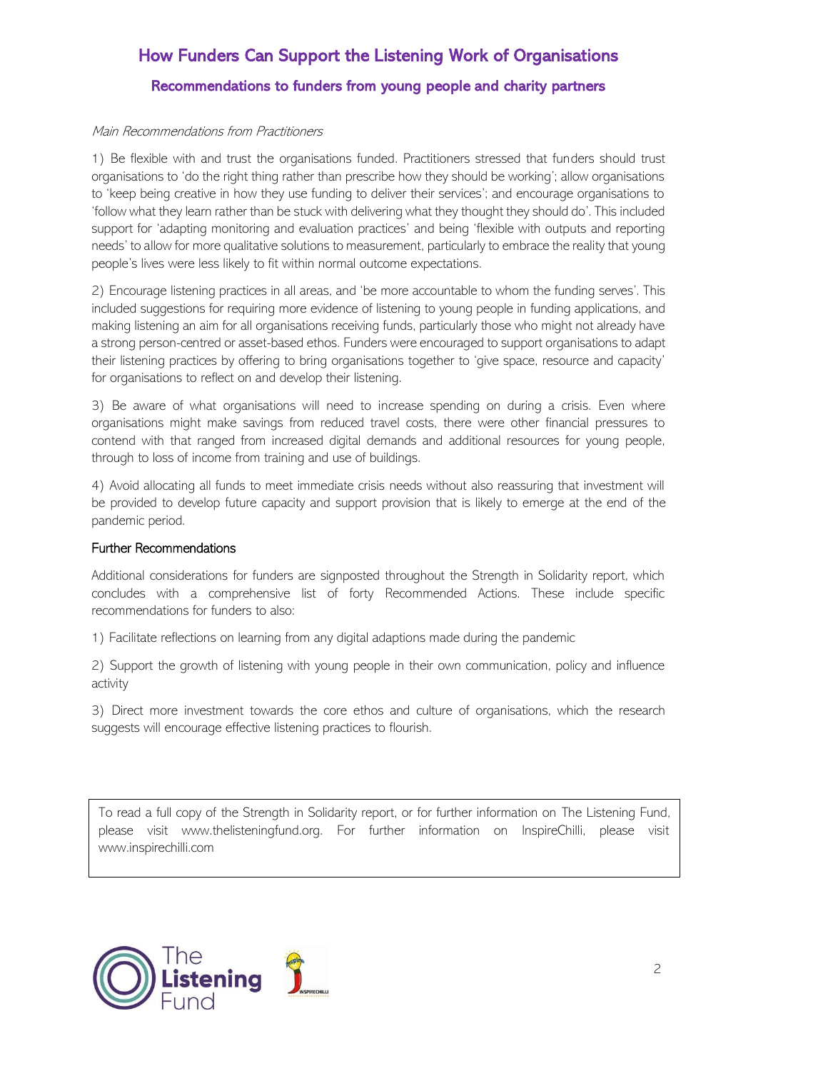# How Funders Can Support the Listening Work of Organisations

## Recommendations to funders from young people and charity partners

*Main Recommendations from Practitioners*

1) Be flexible with and trust the organisations funded. Practitioners stressed that funders should trust organisations to 'do the right thing rather than prescribe how they should be working'; allow organisations to 'keep being creative in how they use funding to deliver their services'; and encourage organisations to 'follow what they learn rather than be stuck with delivering what they thought they should do'. This included support for 'adapting monitoring and evaluation practices' and being 'flexible with outputs and reporting needs' to allow for more qualitative solutions to measurement, particularly to embrace the reality that young people's lives were less likely to fit within normal outcome expectations.

2) Encourage listening practices in all areas, and 'be more accountable to whom the funding serves'. This included suggestions for requiring more evidence of listening to young people in funding applications, and making listening an aim for all organisations receiving funds, particularly those who might not already have a strong person-centred or asset-based ethos. Funders were encouraged to support organisations to adapt their listening practices by offering to bring organisations together to 'give space, resource and capacity' for organisations to reflect on and develop their listening.

3) Be aware of what organisations will need to increase spending on during a crisis. Even where organisations might make savings from reduced travel costs, there were other financial pressures to contend with that ranged from increased digital demands and additional resources for young people, through to loss of income from training and use of buildings.

4) Avoid allocating all funds to meet immediate crisis needs without also reassuring that investment will be provided to develop future capacity and support provision that is likely to emerge at the end of the pandemic period.

### Further Recommendations

Additional considerations for funders are signposted throughout the Strength in Solidarity report, which concludes with a comprehensive list of forty Recommended Actions. These include specific recommendations for funders to also:

1) Facilitate reflections on learning from any digital adaptions made during the pandemic

2) Support the growth of listening with young people in their own communication, policy and influence activity

3) Direct more investment towards the core ethos and culture of organisations, which the research suggests will encourage effective listening practices to flourish.

To read a full copy of the Strength in Solidarity report, or for further information on The Listening Fund, please visit www.thelisteningfund.org. For further information on InspireChilli, please visit www.inspirechilli.com

The Listening Fund

INSPIRECHILLI